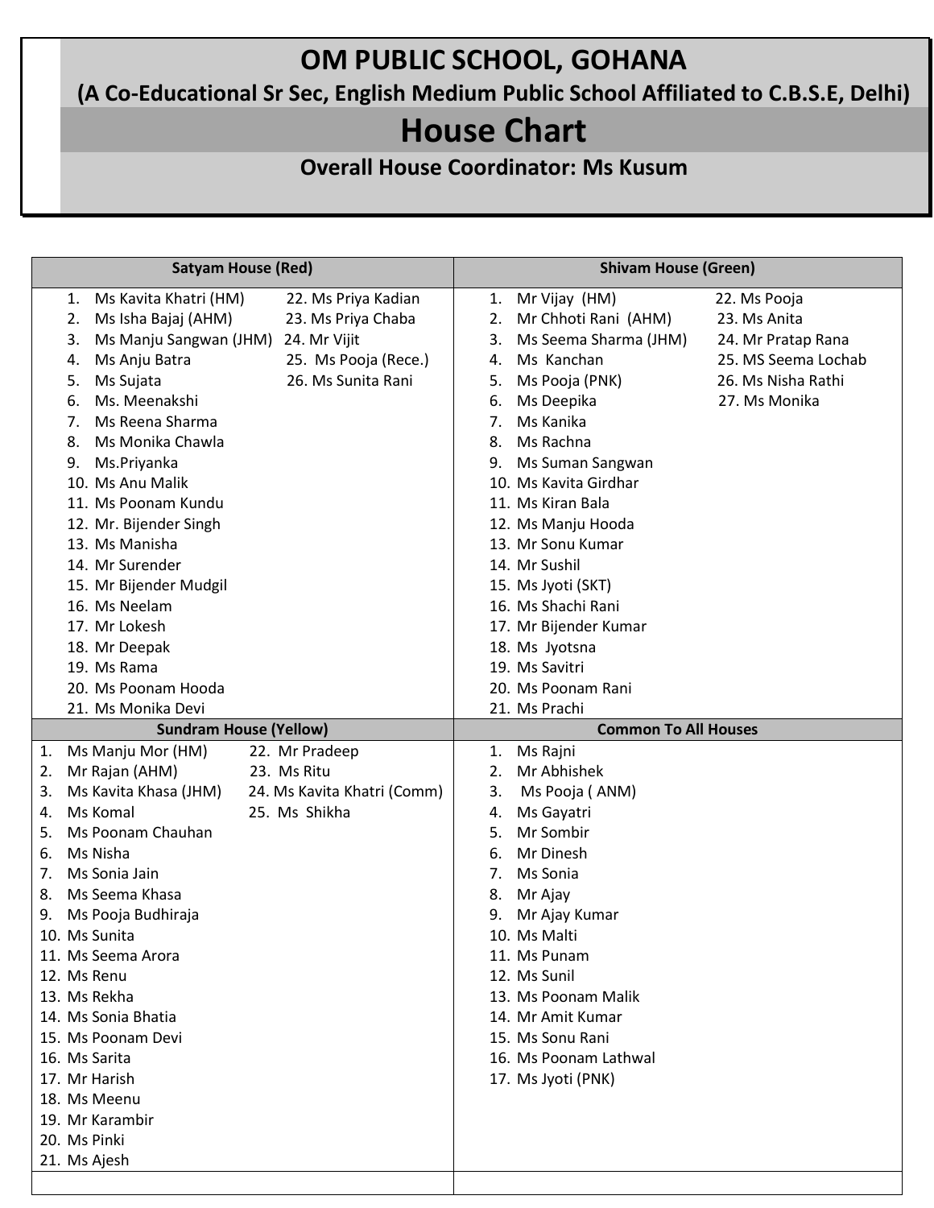# OM PUBLIC SCHOOL, GOHANA

**(A Co-Educational Sr Sec, English Medium Public School Affiliated to C.B.S.E, Delhi)**

## House Chart

**Overall House Coordinator: Ms Kusum**

| Satyam House (Red) | Shivam House (Green) |
|---|---|
| 1. Ms Kavita Khatri (HM)<br>2. Ms Isha Bajaj (AHM)<br>3. Ms Manju Sangwan (JHM)<br>4. Ms Anju Batra<br>5. Ms Sujata<br>6. Ms. Meenakshi<br>7. Ms Reena Sharma<br>8. Ms Monika Chawla<br>9. Ms.Priyanka<br>10. Ms Anu Malik<br>11. Ms Poonam Kundu<br>12. Mr. Bijender Singh<br>13. Ms Manisha<br>14. Mr Surender<br>15. Mr Bijender Mudgil<br>16. Ms Neelam<br>17. Mr Lokesh<br>18. Mr Deepak<br>19. Ms Rama<br>20. Ms Poonam Hooda<br>21. Ms Monika Devi<br>22. Ms Priya Kadian<br>23. Ms Priya Chaba<br>24. Mr Vijit<br>25. Ms Pooja (Rece.)<br>26. Ms Sunita Rani | 1. Mr Vijay (HM)<br>2. Mr Chhoti Rani (AHM)<br>3. Ms Seema Sharma (JHM)<br>4. Ms Kanchan<br>5. Ms Pooja (PNK)<br>6. Ms Deepika<br>7. Ms Kanika<br>8. Ms Rachna<br>9. Ms Suman Sangwan<br>10. Ms Kavita Girdhar<br>11. Ms Kiran Bala<br>12. Ms Manju Hooda<br>13. Mr Sonu Kumar<br>14. Mr Sushil<br>15. Ms Jyoti (SKT)<br>16. Ms Shachi Rani<br>17. Mr Bijender Kumar<br>18. Ms Jyotsna<br>19. Ms Savitri<br>20. Ms Poonam Rani<br>21. Ms Prachi<br>22. Ms Pooja<br>23. Ms Anita<br>24. Mr Pratap Rana<br>25. MS Seema Lochab<br>26. Ms Nisha Rathi<br>27. Ms Monika |
| **Sundram House (Yellow)** | **Common To All Houses** |
| 1. Ms Manju Mor (HM)<br>2. Mr Rajan (AHM)<br>3. Ms Kavita Khasa (JHM)<br>4. Ms Komal<br>5. Ms Poonam Chauhan<br>6. Ms Nisha<br>7. Ms Sonia Jain<br>8. Ms Seema Khasa<br>9. Ms Pooja Budhiraja<br>10. Ms Sunita<br>11. Ms Seema Arora<br>12. Ms Renu<br>13. Ms Rekha<br>14. Ms Sonia Bhatia<br>15. Ms Poonam Devi<br>16. Ms Sarita<br>17. Mr Harish<br>18. Ms Meenu<br>19. Mr Karambir<br>20. Ms Pinki<br>21. Ms Ajesh<br>22. Mr Pradeep<br>23. Ms Ritu<br>24. Ms Kavita Khatri (Comm)<br>25. Ms Shikha | 1. Ms Rajni<br>2. Mr Abhishek<br>3. Ms Pooja ( ANM)<br>4. Ms Gayatri<br>5. Mr Sombir<br>6. Mr Dinesh<br>7. Ms Sonia<br>8. Mr Ajay<br>9. Mr Ajay Kumar<br>10. Ms Malti<br>11. Ms Punam<br>12. Ms Sunil<br>13. Ms Poonam Malik<br>14. Mr Amit Kumar<br>15. Ms Sonu Rani<br>16. Ms Poonam Lathwal<br>17. Ms Jyoti (PNK) |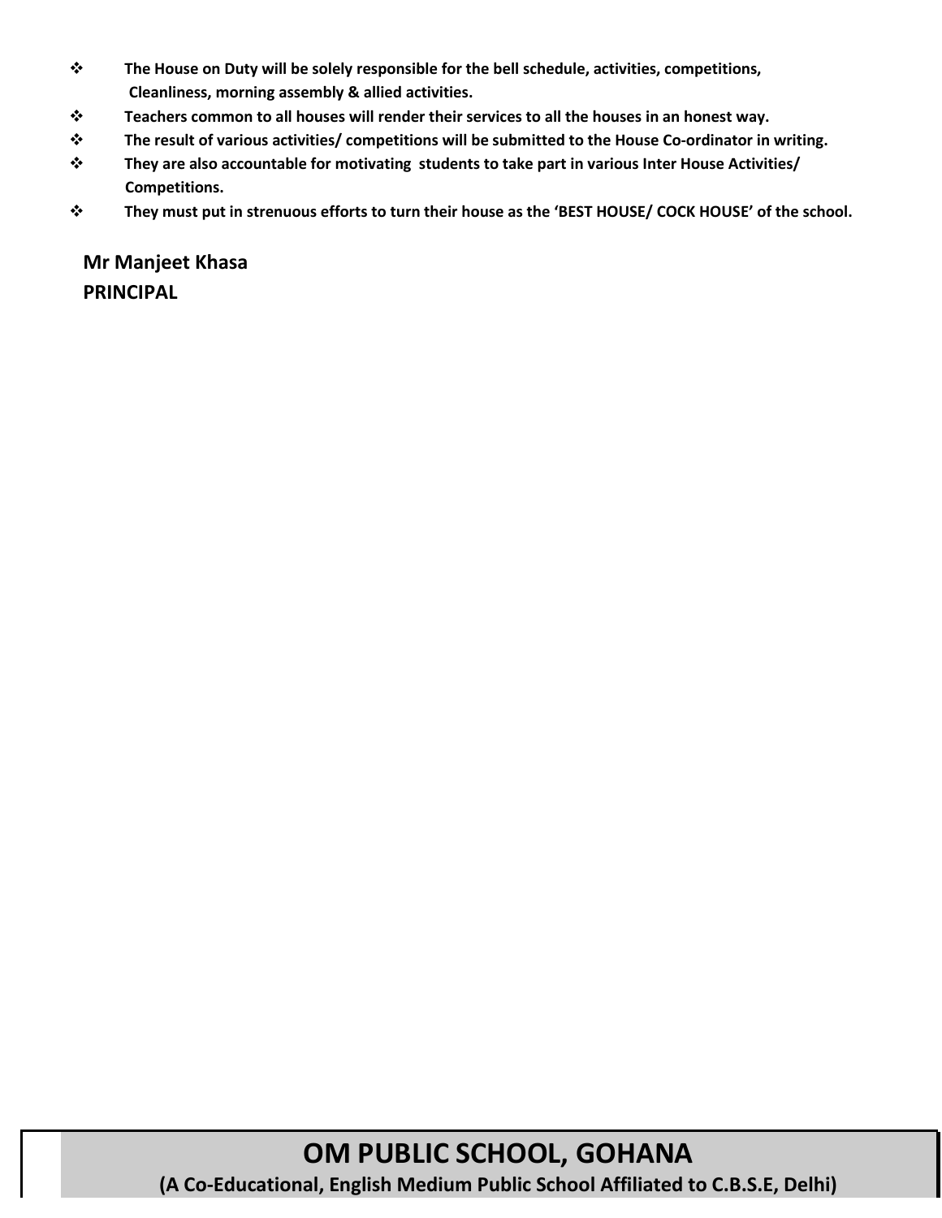- **The House on Duty will be solely responsible for the bell schedule, activities, competitions, Cleanliness, morning assembly & allied activities.**
- **Teachers common to all houses will render their services to all the houses in an honest way.**
- **The result of various activities/ competitions will be submitted to the House Co-ordinator in writing.**
- **They are also accountable for motivating students to take part in various Inter House Activities/ Competitions.**
- **They must put in strenuous efforts to turn their house as the 'BEST HOUSE/ COCK HOUSE' of the school.**

**Mr Manjeet Khasa**
**PRINCIPAL**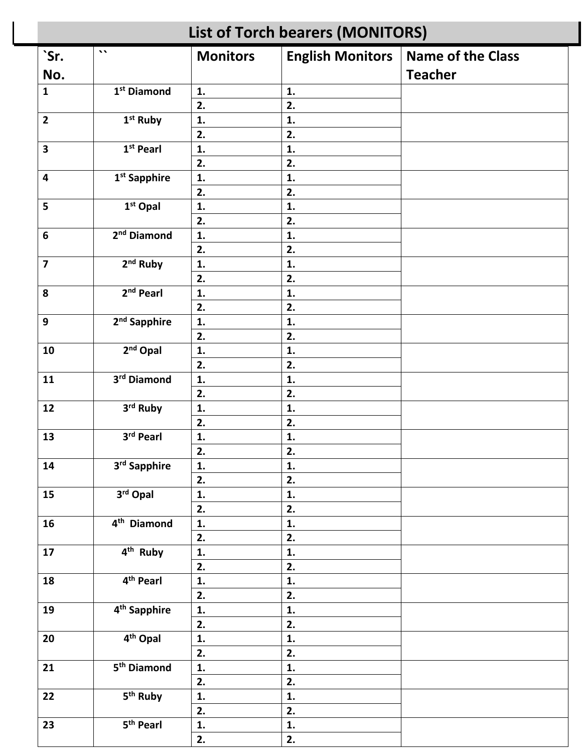## List of Torch bearers (MONITORS)

| `Sr. No. | `` | Monitors | English Monitors | Name of the Class Teacher |
|---|---|---|---|---|
| 1 | 1st Diamond | 1. | 1. | |
| | | 2. | 2. | |
| 2 | 1st Ruby | 1. | 1. | |
| | | 2. | 2. | |
| 3 | 1st Pearl | 1. | 1. | |
| | | 2. | 2. | |
| 4 | 1st Sapphire | 1. | 1. | |
| | | 2. | 2. | |
| 5 | 1st Opal | 1. | 1. | |
| | | 2. | 2. | |
| 6 | 2nd Diamond | 1. | 1. | |
| | | 2. | 2. | |
| 7 | 2nd Ruby | 1. | 1. | |
| | | 2. | 2. | |
| 8 | 2nd Pearl | 1. | 1. | |
| | | 2. | 2. | |
| 9 | 2nd Sapphire | 1. | 1. | |
| | | 2. | 2. | |
| 10 | 2nd Opal | 1. | 1. | |
| | | 2. | 2. | |
| 11 | 3rd Diamond | 1. | 1. | |
| | | 2. | 2. | |
| 12 | 3rd Ruby | 1. | 1. | |
| | | 2. | 2. | |
| 13 | 3rd Pearl | 1. | 1. | |
| | | 2. | 2. | |
| 14 | 3rd Sapphire | 1. | 1. | |
| | | 2. | 2. | |
| 15 | 3rd Opal | 1. | 1. | |
| | | 2. | 2. | |
| 16 | 4th Diamond | 1. | 1. | |
| | | 2. | 2. | |
| 17 | 4th Ruby | 1. | 1. | |
| | | 2. | 2. | |
| 18 | 4th Pearl | 1. | 1. | |
| | | 2. | 2. | |
| 19 | 4th Sapphire | 1. | 1. | |
| | | 2. | 2. | |
| 20 | 4th Opal | 1. | 1. | |
| | | 2. | 2. | |
| 21 | 5th Diamond | 1. | 1. | |
| | | 2. | 2. | |
| 22 | 5th Ruby | 1. | 1. | |
| | | 2. | 2. | |
| 23 | 5th Pearl | 1. | 1. | |
| | | 2. | 2. | |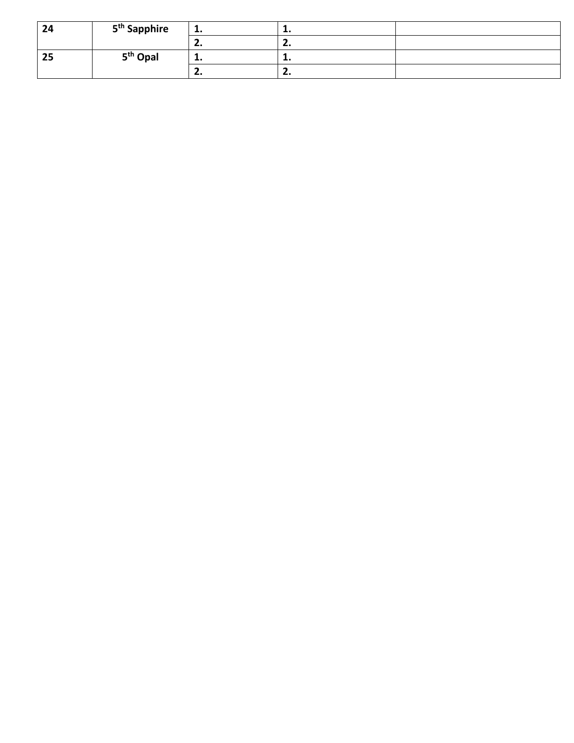| 24 | 5th Sapphire | 1. | 1. | |
|---|---|---|---|---|
| | | 2. | 2. | |
| 25 | 5th Opal | 1. | 1. | |
| | | 2. | 2. | |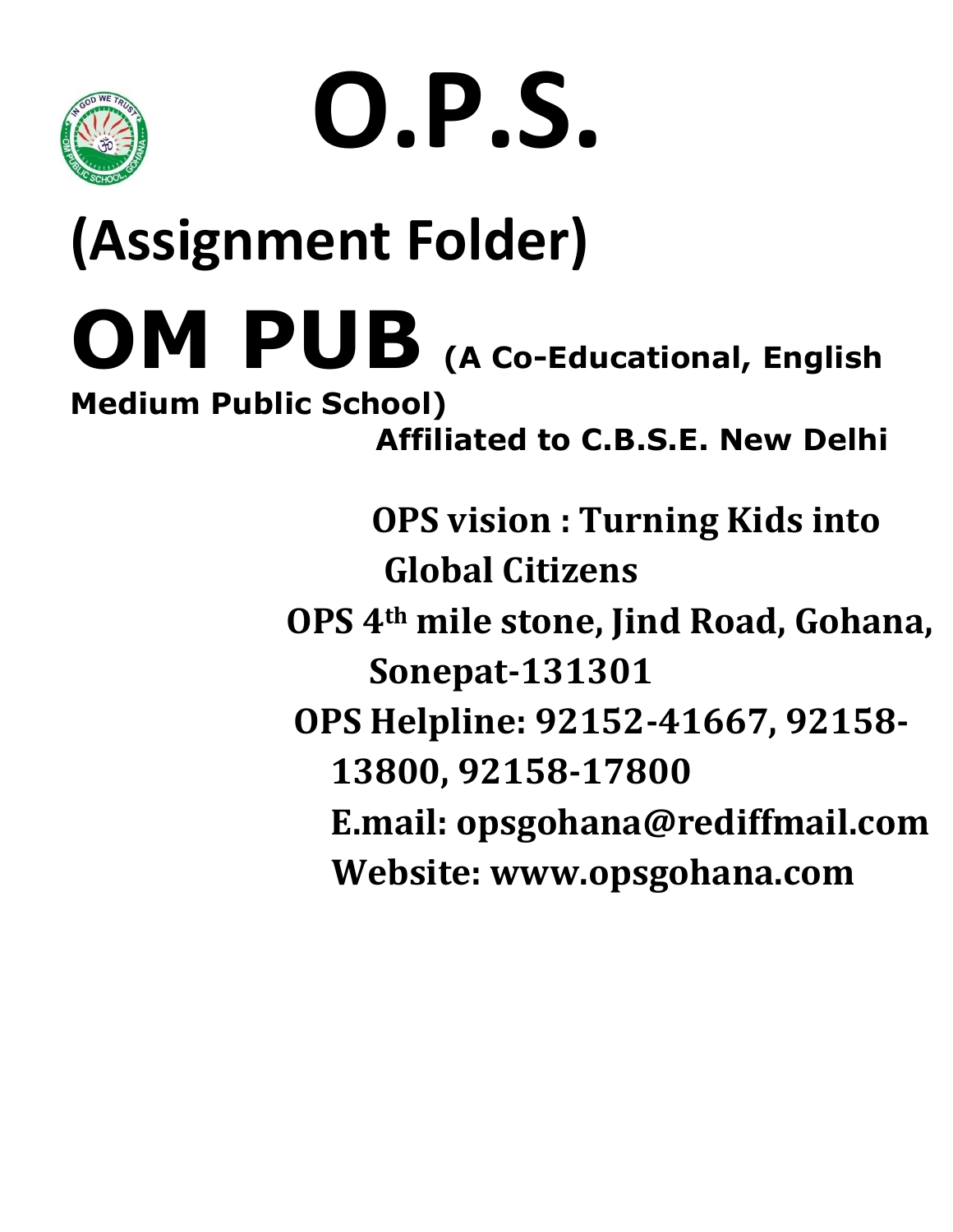# O.P.S.

## (Assignment Folder)

# OM PUB (A Co-Educational, English Medium Public School)

**Affiliated to C.B.S.E. New Delhi**

**OPS vision : Turning Kids into Global Citizens**

**OPS 4th mile stone, Jind Road, Gohana, Sonepat-131301**

**OPS Helpline: 92152-41667, 92158-13800, 92158-17800**

**E.mail: opsgohana@rediffmail.com**

**Website: www.opsgohana.com**